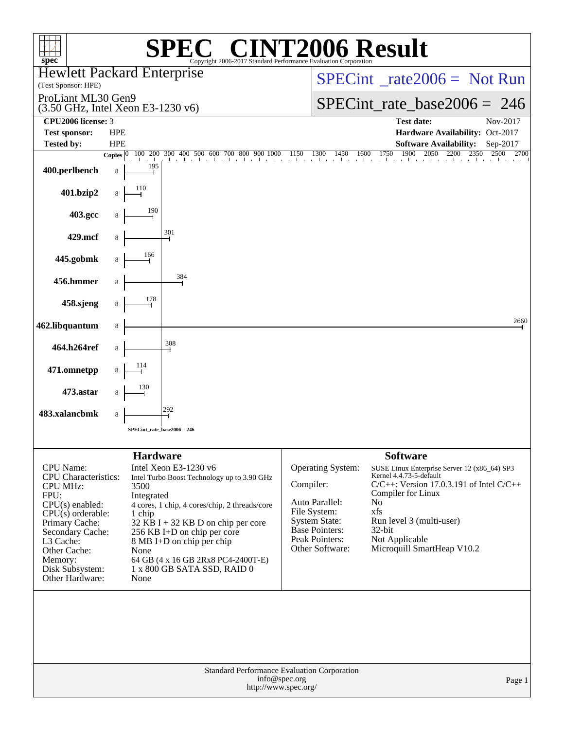# SPEC CINT2006 Result

Copyright 2006-2017 Standard Performance Evaluation Corporation

**Hewlett Packard Enterprise**
(Test Sponsor: HPE)

ProLiant ML30 Gen9
(3.50 GHz, Intel Xeon E3-1230 v6)

SPECint_rate2006 = Not Run

SPECint_rate_base2006 = 246

| | | | |
|---|---|---|---|
| **CPU2006 license:** 3 | | **Test date:** | Nov-2017 |
| **Test sponsor:** | HPE | **Hardware Availability:** | Oct-2017 |
| **Tested by:** | HPE | **Software Availability:** | Sep-2017 |

| Benchmark | Copies | Base Ratio |
|---|---|---|
| 400.perlbench | 8 | 195 |
| 401.bzip2 | 8 | 110 |
| 403.gcc | 8 | 190 |
| 429.mcf | 8 | 301 |
| 445.gobmk | 8 | 166 |
| 456.hmmer | 8 | 384 |
| 458.sjeng | 8 | 178 |
| 462.libquantum | 8 | 2660 |
| 464.h264ref | 8 | 308 |
| 471.omnetpp | 8 | 114 |
| 473.astar | 8 | 130 |
| 483.xalancbmk | 8 | 292 |

SPECint_rate_base2006 = 246

## Hardware

| | |
|---|---|
| CPU Name: | Intel Xeon E3-1230 v6 |
| CPU Characteristics: | Intel Turbo Boost Technology up to 3.90 GHz |
| CPU MHz: | 3500 |
| FPU: | Integrated |
| CPU(s) enabled: | 4 cores, 1 chip, 4 cores/chip, 2 threads/core |
| CPU(s) orderable: | 1 chip |
| Primary Cache: | 32 KB I + 32 KB D on chip per core |
| Secondary Cache: | 256 KB I+D on chip per core |
| L3 Cache: | 8 MB I+D on chip per chip |
| Other Cache: | None |
| Memory: | 64 GB (4 x 16 GB 2Rx8 PC4-2400T-E) |
| Disk Subsystem: | 1 x 800 GB SATA SSD, RAID 0 |
| Other Hardware: | None |

## Software

| | |
|---|---|
| Operating System: | SUSE Linux Enterprise Server 12 (x86_64) SP3 Kernel 4.4.73-5-default |
| Compiler: | C/C++: Version 17.0.3.191 of Intel C/C++ Compiler for Linux |
| Auto Parallel: | No |
| File System: | xfs |
| System State: | Run level 3 (multi-user) |
| Base Pointers: | 32-bit |
| Peak Pointers: | Not Applicable |
| Other Software: | Microquill SmartHeap V10.2 |

Standard Performance Evaluation Corporation
info@spec.org
http://www.spec.org/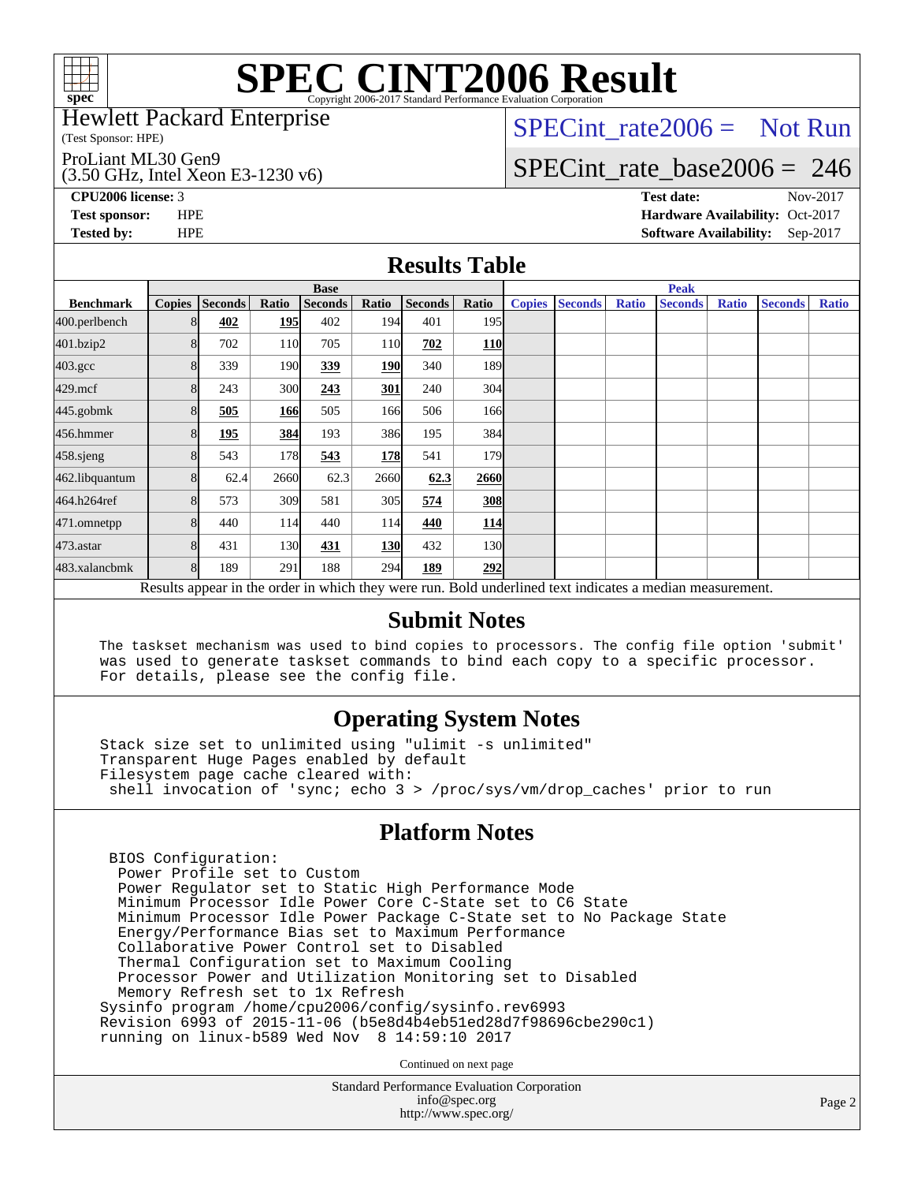# SPEC CINT2006 Result

Copyright 2006-2017 Standard Performance Evaluation Corporation

Hewlett Packard Enterprise
(Test Sponsor: HPE)

ProLiant ML30 Gen9
(3.50 GHz, Intel Xeon E3-1230 v6)

SPECint_rate2006 = Not Run

SPECint_rate_base2006 = 246

**CPU2006 license:** 3
**Test sponsor:** HPE
**Tested by:** HPE

**Test date:** Nov-2017
**Hardware Availability:** Oct-2017
**Software Availability:** Sep-2017

## Results Table

| Benchmark | Base | | | | | | | Peak | | | | | | |
|---|---|---|---|---|---|---|---|---|---|---|---|---|---|---|
| | Copies | Seconds | Ratio | Seconds | Ratio | Seconds | Ratio | Copies | Seconds | Ratio | Seconds | Ratio | Seconds | Ratio |
| 400.perlbench | 8 | **402** | **195** | 402 | 194 | 401 | 195 | | | | | | | |
| 401.bzip2 | 8 | 702 | 110 | 705 | 110 | **702** | **110** | | | | | | | |
| 403.gcc | 8 | 339 | 190 | **339** | **190** | 340 | 189 | | | | | | | |
| 429.mcf | 8 | 243 | 300 | **243** | **301** | 240 | 304 | | | | | | | |
| 445.gobmk | 8 | **505** | **166** | 505 | 166 | 506 | 166 | | | | | | | |
| 456.hmmer | 8 | **195** | **384** | 193 | 386 | 195 | 384 | | | | | | | |
| 458.sjeng | 8 | 543 | 178 | **543** | **178** | 541 | 179 | | | | | | | |
| 462.libquantum | 8 | 62.4 | 2660 | 62.3 | 2660 | **62.3** | **2660** | | | | | | | |
| 464.h264ref | 8 | 573 | 309 | 581 | 305 | **574** | **308** | | | | | | | |
| 471.omnetpp | 8 | 440 | 114 | 440 | 114 | **440** | **114** | | | | | | | |
| 473.astar | 8 | 431 | 130 | **431** | **130** | 432 | 130 | | | | | | | |
| 483.xalancbmk | 8 | 189 | 291 | 188 | 294 | **189** | **292** | | | | | | | |

Results appear in the order in which they were run. Bold underlined text indicates a median measurement.

## Submit Notes

```
The taskset mechanism was used to bind copies to processors. The config file option 'submit'
was used to generate taskset commands to bind each copy to a specific processor.
For details, please see the config file.
```

## Operating System Notes

```
Stack size set to unlimited using "ulimit -s unlimited"
Transparent Huge Pages enabled by default
Filesystem page cache cleared with:
 shell invocation of 'sync; echo 3 > /proc/sys/vm/drop_caches' prior to run
```

## Platform Notes

```
 BIOS Configuration:
  Power Profile set to Custom
  Power Regulator set to Static High Performance Mode
  Minimum Processor Idle Power Core C-State set to C6 State
  Minimum Processor Idle Power Package C-State set to No Package State
  Energy/Performance Bias set to Maximum Performance
  Collaborative Power Control set to Disabled
  Thermal Configuration set to Maximum Cooling
  Processor Power and Utilization Monitoring set to Disabled
  Memory Refresh set to 1x Refresh
Sysinfo program /home/cpu2006/config/sysinfo.rev6993
Revision 6993 of 2015-11-06 (b5e8d4b4eb51ed28d7f98696cbe290c1)
running on linux-b589 Wed Nov  8 14:59:10 2017
```

Continued on next page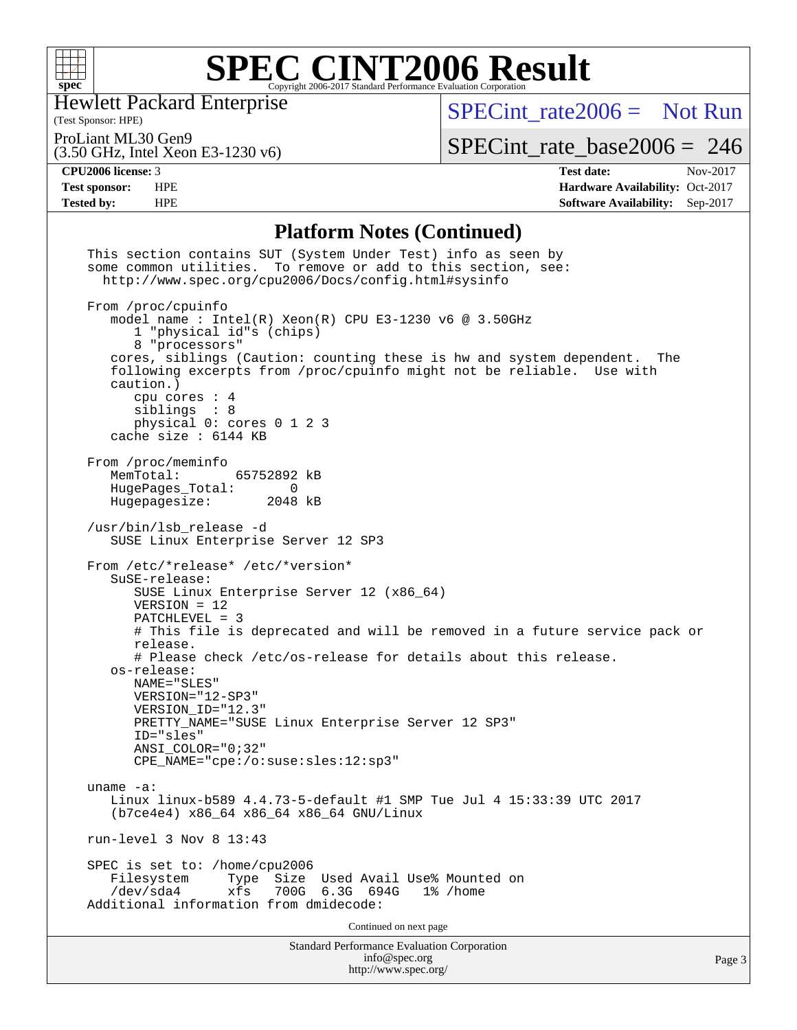# SPEC CINT2006 Result

Hewlett Packard Enterprise
(Test Sponsor: HPE)

ProLiant ML30 Gen9
(3.50 GHz, Intel Xeon E3-1230 v6)

SPECint_rate2006 = Not Run

SPECint_rate_base2006 = 246

| | | | |
|---|---|---|---|
| **CPU2006 license:** 3 | | **Test date:** | Nov-2017 |
| **Test sponsor:** | HPE | **Hardware Availability:** | Oct-2017 |
| **Tested by:** | HPE | **Software Availability:** | Sep-2017 |

## Platform Notes (Continued)

```
This section contains SUT (System Under Test) info as seen by
some common utilities.  To remove or add to this section, see:
  http://www.spec.org/cpu2006/Docs/config.html#sysinfo

From /proc/cpuinfo
   model name : Intel(R) Xeon(R) CPU E3-1230 v6 @ 3.50GHz
      1 "physical id"s (chips)
      8 "processors"
   cores, siblings (Caution: counting these is hw and system dependent.  The
   following excerpts from /proc/cpuinfo might not be reliable.  Use with
   caution.)
      cpu cores : 4
      siblings  : 8
      physical 0: cores 0 1 2 3
   cache size : 6144 KB

From /proc/meminfo
   MemTotal:       65752892 kB
   HugePages_Total:       0
   Hugepagesize:       2048 kB

/usr/bin/lsb_release -d
   SUSE Linux Enterprise Server 12 SP3

From /etc/*release* /etc/*version*
   SuSE-release:
      SUSE Linux Enterprise Server 12 (x86_64)
      VERSION = 12
      PATCHLEVEL = 3
      # This file is deprecated and will be removed in a future service pack or
      release.
      # Please check /etc/os-release for details about this release.
   os-release:
      NAME="SLES"
      VERSION="12-SP3"
      VERSION_ID="12.3"
      PRETTY_NAME="SUSE Linux Enterprise Server 12 SP3"
      ID="sles"
      ANSI_COLOR="0;32"
      CPE_NAME="cpe:/o:suse:sles:12:sp3"

uname -a:
   Linux linux-b589 4.4.73-5-default #1 SMP Tue Jul 4 15:33:39 UTC 2017
   (b7ce4e4) x86_64 x86_64 x86_64 GNU/Linux

run-level 3 Nov 8 13:43

SPEC is set to: /home/cpu2006
   Filesystem     Type  Size  Used Avail Use% Mounted on
   /dev/sda4      xfs   700G  6.3G  694G   1% /home
Additional information from dmidecode:
```

Continued on next page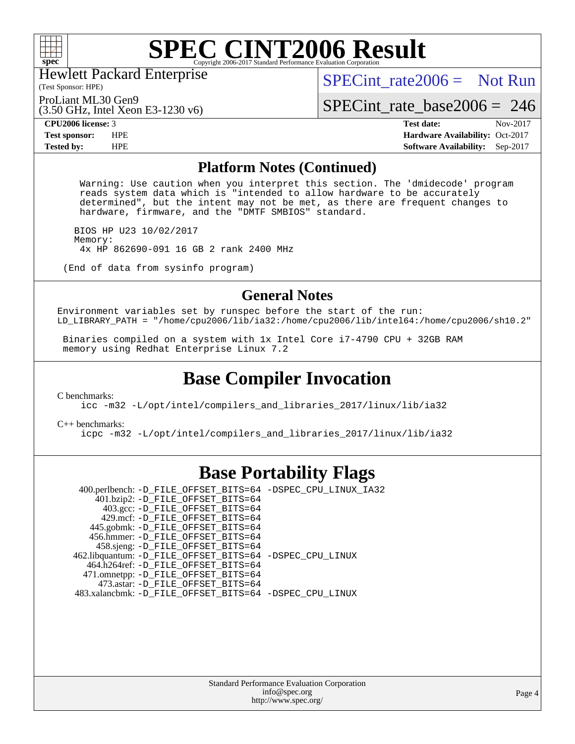# SPEC CINT2006 Result

Copyright 2006-2017 Standard Performance Evaluation Corporation

Hewlett Packard Enterprise
(Test Sponsor: HPE)

ProLiant ML30 Gen9
(3.50 GHz, Intel Xeon E3-1230 v6)

SPECint_rate2006 = Not Run

SPECint_rate_base2006 = 246

**CPU2006 license:** 3
**Test sponsor:** HPE
**Tested by:** HPE

**Test date:** Nov-2017
**Hardware Availability:** Oct-2017
**Software Availability:** Sep-2017

## Platform Notes (Continued)

```
 Warning: Use caution when you interpret this section. The 'dmidecode' program
 reads system data which is "intended to allow hardware to be accurately
 determined", but the intent may not be met, as there are frequent changes to
 hardware, firmware, and the "DMTF SMBIOS" standard.

BIOS HP U23 10/02/2017
Memory:
 4x HP 862690-091 16 GB 2 rank 2400 MHz

(End of data from sysinfo program)
```

## General Notes

```
Environment variables set by runspec before the start of the run:
LD_LIBRARY_PATH = "/home/cpu2006/lib/ia32:/home/cpu2006/lib/intel64:/home/cpu2006/sh10.2"

 Binaries compiled on a system with 1x Intel Core i7-4790 CPU + 32GB RAM
 memory using Redhat Enterprise Linux 7.2
```

## Base Compiler Invocation

C benchmarks:
```
icc -m32 -L/opt/intel/compilers_and_libraries_2017/linux/lib/ia32
```

C++ benchmarks:
```
icpc -m32 -L/opt/intel/compilers_and_libraries_2017/linux/lib/ia32
```

## Base Portability Flags

```
400.perlbench: -D_FILE_OFFSET_BITS=64 -DSPEC_CPU_LINUX_IA32
    401.bzip2: -D_FILE_OFFSET_BITS=64
      403.gcc: -D_FILE_OFFSET_BITS=64
      429.mcf: -D_FILE_OFFSET_BITS=64
    445.gobmk: -D_FILE_OFFSET_BITS=64
   456.hmmer: -D_FILE_OFFSET_BITS=64
    458.sjeng: -D_FILE_OFFSET_BITS=64
462.libquantum: -D_FILE_OFFSET_BITS=64 -DSPEC_CPU_LINUX
  464.h264ref: -D_FILE_OFFSET_BITS=64
  471.omnetpp: -D_FILE_OFFSET_BITS=64
    473.astar: -D_FILE_OFFSET_BITS=64
483.xalancbmk: -D_FILE_OFFSET_BITS=64 -DSPEC_CPU_LINUX
```

Standard Performance Evaluation Corporation
info@spec.org
http://www.spec.org/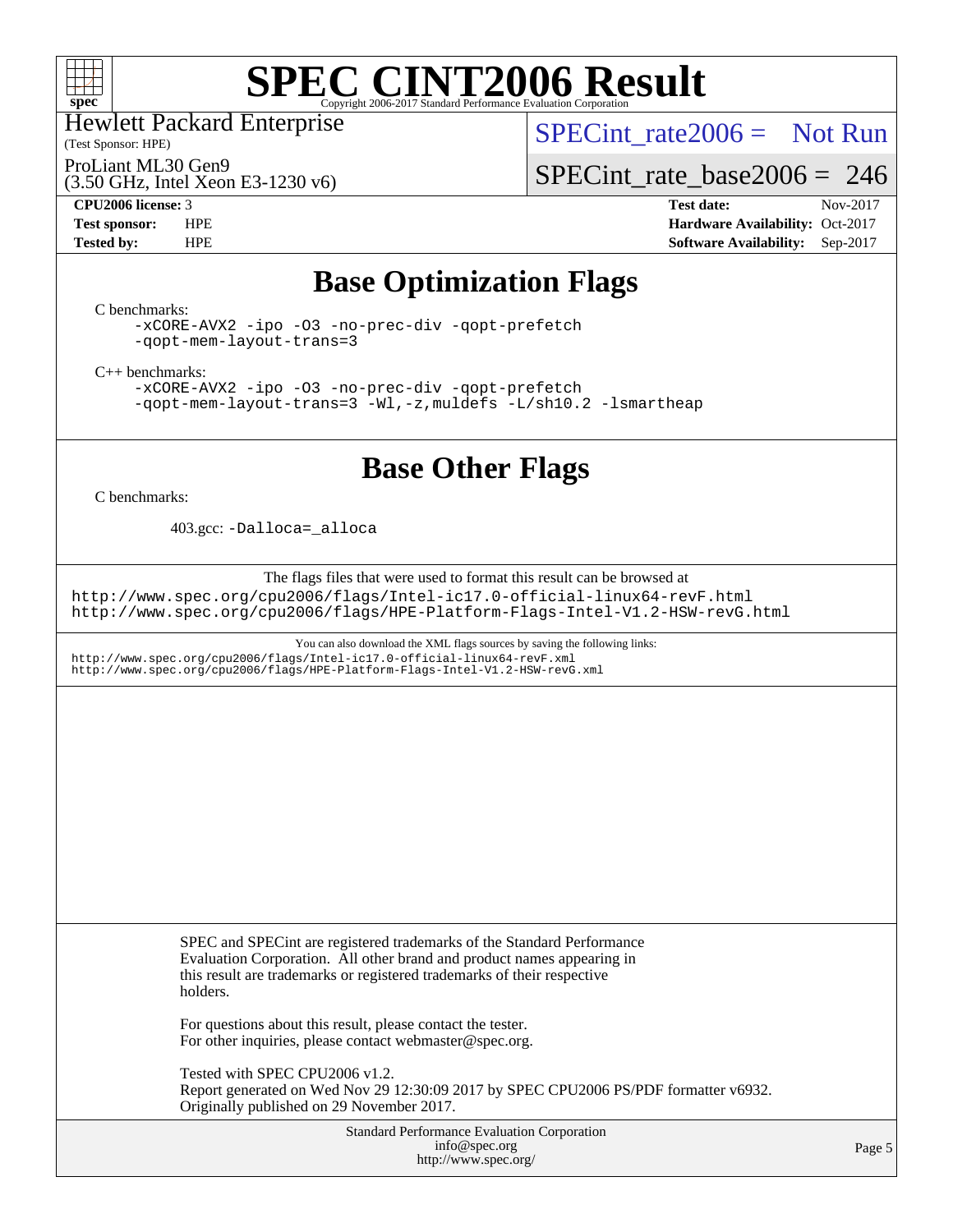# SPEC CINT2006 Result

Copyright 2006-2017 Standard Performance Evaluation Corporation

Hewlett Packard Enterprise
(Test Sponsor: HPE)

ProLiant ML30 Gen9
(3.50 GHz, Intel Xeon E3-1230 v6)

SPECint_rate2006 = Not Run

SPECint_rate_base2006 = 246

**CPU2006 license:** 3
**Test sponsor:** HPE
**Tested by:** HPE

**Test date:** Nov-2017
**Hardware Availability:** Oct-2017
**Software Availability:** Sep-2017

## Base Optimization Flags

C benchmarks:

```
-xCORE-AVX2 -ipo -O3 -no-prec-div -qopt-prefetch
-qopt-mem-layout-trans=3
```

C++ benchmarks:

```
-xCORE-AVX2 -ipo -O3 -no-prec-div -qopt-prefetch
-qopt-mem-layout-trans=3 -Wl,-z,muldefs -L/sh10.2 -lsmartheap
```

## Base Other Flags

C benchmarks:

403.gcc: `-Dalloca=_alloca`

The flags files that were used to format this result can be browsed at
http://www.spec.org/cpu2006/flags/Intel-ic17.0-official-linux64-revF.html
http://www.spec.org/cpu2006/flags/HPE-Platform-Flags-Intel-V1.2-HSW-revG.html

You can also download the XML flags sources by saving the following links:
http://www.spec.org/cpu2006/flags/Intel-ic17.0-official-linux64-revF.xml
http://www.spec.org/cpu2006/flags/HPE-Platform-Flags-Intel-V1.2-HSW-revG.xml

SPEC and SPECint are registered trademarks of the Standard Performance Evaluation Corporation. All other brand and product names appearing in this result are trademarks or registered trademarks of their respective holders.

For questions about this result, please contact the tester.
For other inquiries, please contact webmaster@spec.org.

Tested with SPEC CPU2006 v1.2.
Report generated on Wed Nov 29 12:30:09 2017 by SPEC CPU2006 PS/PDF formatter v6932.
Originally published on 29 November 2017.

Standard Performance Evaluation Corporation
info@spec.org
http://www.spec.org/